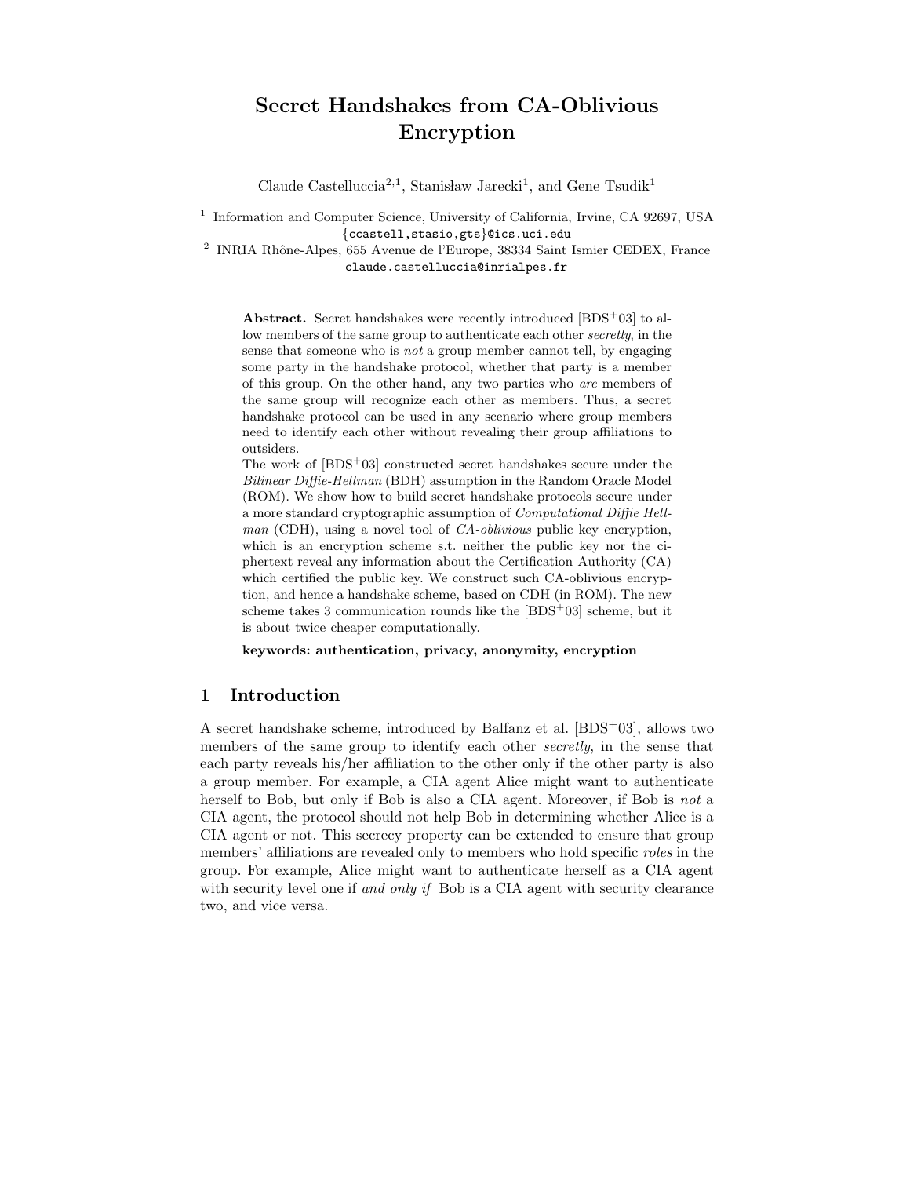# Secret Handshakes from CA-Oblivious Encryption

Claude Castelluccia[2,1], Stanisław Jarecki[1], and Gene Tsudik[1]

[1] Information and Computer Science, University of California, Irvine, CA 92697, USA
{ccastell,stasio,gts}@ics.uci.edu

[2] INRIA Rhône-Alpes, 655 Avenue de l'Europe, 38334 Saint Ismier CEDEX, France
claude.castelluccia@inrialpes.fr

**Abstract.** Secret handshakes were recently introduced [BDS+03] to allow members of the same group to authenticate each other *secretly*, in the sense that someone who is *not* a group member cannot tell, by engaging some party in the handshake protocol, whether that party is a member of this group. On the other hand, any two parties who *are* members of the same group will recognize each other as members. Thus, a secret handshake protocol can be used in any scenario where group members need to identify each other without revealing their group affiliations to outsiders.

The work of [BDS+03] constructed secret handshakes secure under the *Bilinear Diffie-Hellman* (BDH) assumption in the Random Oracle Model (ROM). We show how to build secret handshake protocols secure under a more standard cryptographic assumption of *Computational Diffie Hellman* (CDH), using a novel tool of *CA-oblivious* public key encryption, which is an encryption scheme s.t. neither the public key nor the ciphertext reveal any information about the Certification Authority (CA) which certified the public key. We construct such CA-oblivious encryption, and hence a handshake scheme, based on CDH (in ROM). The new scheme takes 3 communication rounds like the [BDS+03] scheme, but it is about twice cheaper computationally.

**keywords: authentication, privacy, anonymity, encryption**

## 1 Introduction

A secret handshake scheme, introduced by Balfanz et al. [BDS+03], allows two members of the same group to identify each other *secretly*, in the sense that each party reveals his/her affiliation to the other only if the other party is also a group member. For example, a CIA agent Alice might want to authenticate herself to Bob, but only if Bob is also a CIA agent. Moreover, if Bob is *not* a CIA agent, the protocol should not help Bob in determining whether Alice is a CIA agent or not. This secrecy property can be extended to ensure that group members' affiliations are revealed only to members who hold specific *roles* in the group. For example, Alice might want to authenticate herself as a CIA agent with security level one if *and only if* Bob is a CIA agent with security clearance two, and vice versa.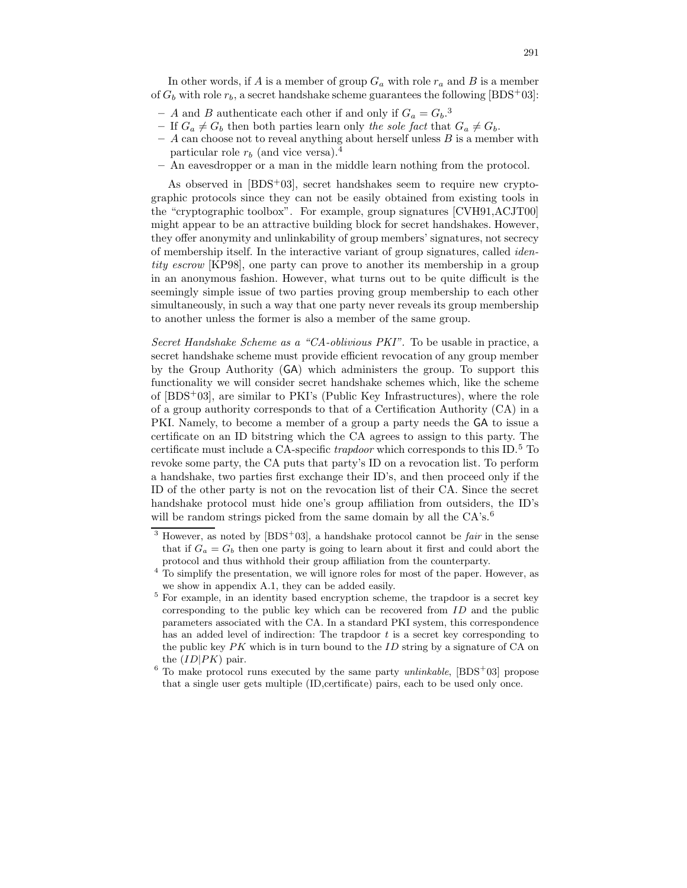In other words, if $A$ is a member of group $G_a$ with role $r_a$ and $B$ is a member of $G_b$ with role $r_b$, a secret handshake scheme guarantees the following [BDS+03]:

- $A$ and $B$ authenticate each other if and only if $G_a = G_b$.[3]
- If $G_a \neq G_b$ then both parties learn only *the sole fact* that $G_a \neq G_b$.
- $A$ can choose not to reveal anything about herself unless $B$ is a member with particular role $r_b$ (and vice versa).[4]
- An eavesdropper or a man in the middle learn nothing from the protocol.

As observed in [BDS+03], secret handshakes seem to require new cryptographic protocols since they can not be easily obtained from existing tools in the "cryptographic toolbox". For example, group signatures [CVH91,ACJT00] might appear to be an attractive building block for secret handshakes. However, they offer anonymity and unlinkability of group members' signatures, not secrecy of membership itself. In the interactive variant of group signatures, called *identity escrow* [KP98], one party can prove to another its membership in a group in an anonymous fashion. However, what turns out to be quite difficult is the seemingly simple issue of two parties proving group membership to each other simultaneously, in such a way that one party never reveals its group membership to another unless the former is also a member of the same group.

*Secret Handshake Scheme as a "CA-oblivious PKI".* To be usable in practice, a secret handshake scheme must provide efficient revocation of any group member by the Group Authority (GA) which administers the group. To support this functionality we will consider secret handshake schemes which, like the scheme of [BDS+03], are similar to PKI's (Public Key Infrastructures), where the role of a group authority corresponds to that of a Certification Authority (CA) in a PKI. Namely, to become a member of a group a party needs the GA to issue a certificate on an ID bitstring which the CA agrees to assign to this party. The certificate must include a CA-specific *trapdoor* which corresponds to this ID.[5] To revoke some party, the CA puts that party's ID on a revocation list. To perform a handshake, two parties first exchange their ID's, and then proceed only if the ID of the other party is not on the revocation list of their CA. Since the secret handshake protocol must hide one's group affiliation from outsiders, the ID's will be random strings picked from the same domain by all the CA's.[6]

[3] However, as noted by [BDS+03], a handshake protocol cannot be *fair* in the sense that if $G_a = G_b$ then one party is going to learn about it first and could abort the protocol and thus withhold their group affiliation from the counterparty.

[4] To simplify the presentation, we will ignore roles for most of the paper. However, as we show in appendix A.1, they can be added easily.

[5] For example, in an identity based encryption scheme, the trapdoor is a secret key corresponding to the public key which can be recovered from $ID$ and the public parameters associated with the CA. In a standard PKI system, this correspondence has an added level of indirection: The trapdoor $t$ is a secret key corresponding to the public key $PK$ which is in turn bound to the $ID$ string by a signature of CA on the $(ID|PK)$ pair.

[6] To make protocol runs executed by the same party *unlinkable*, [BDS+03] propose that a single user gets multiple (ID,certificate) pairs, each to be used only once.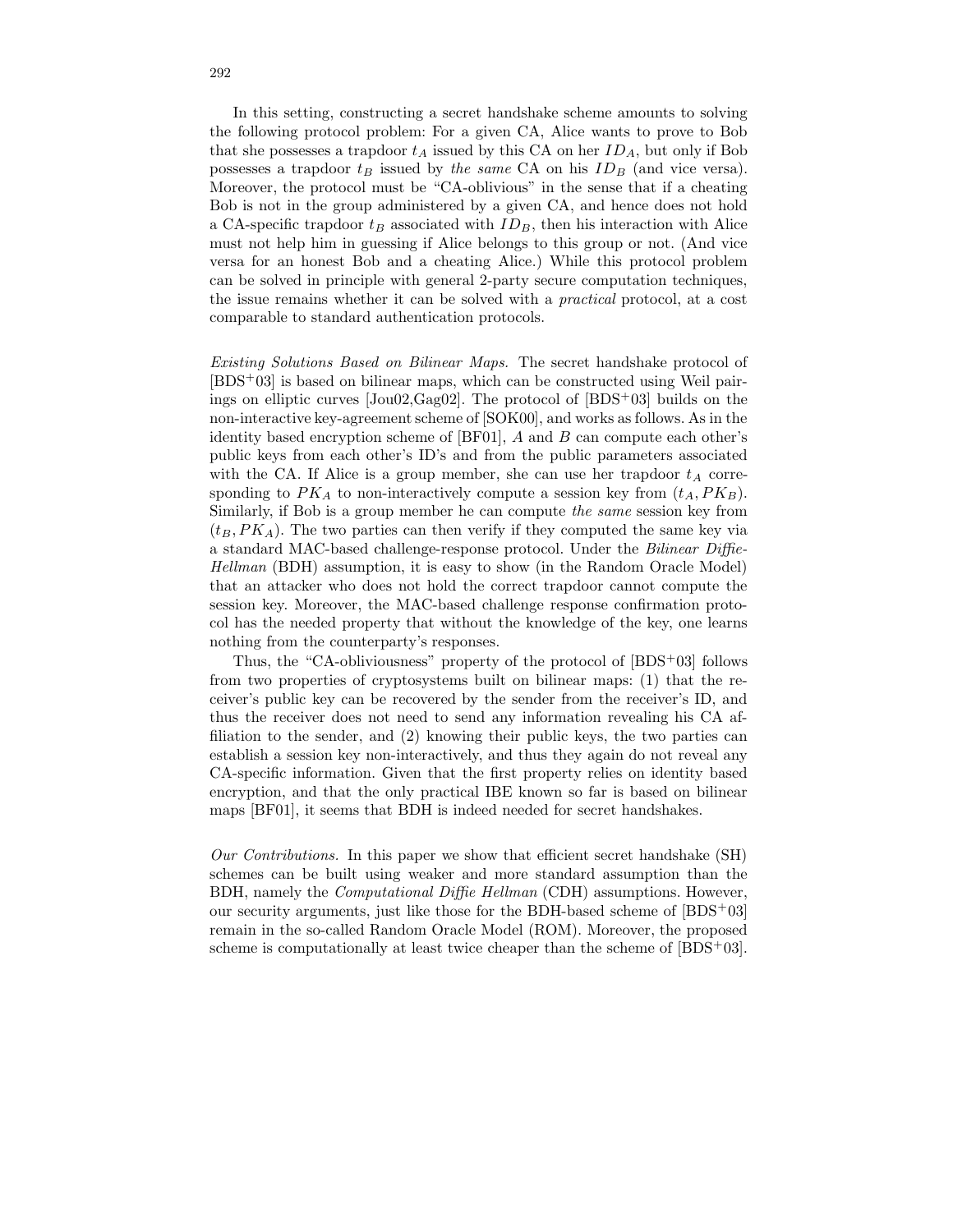In this setting, constructing a secret handshake scheme amounts to solving the following protocol problem: For a given CA, Alice wants to prove to Bob that she possesses a trapdoor $t_A$ issued by this CA on her $ID_A$, but only if Bob possesses a trapdoor $t_B$ issued by *the same* CA on his $ID_B$ (and vice versa). Moreover, the protocol must be "CA-oblivious" in the sense that if a cheating Bob is not in the group administered by a given CA, and hence does not hold a CA-specific trapdoor $t_B$ associated with $ID_B$, then his interaction with Alice must not help him in guessing if Alice belongs to this group or not. (And vice versa for an honest Bob and a cheating Alice.) While this protocol problem can be solved in principle with general 2-party secure computation techniques, the issue remains whether it can be solved with a *practical* protocol, at a cost comparable to standard authentication protocols.

*Existing Solutions Based on Bilinear Maps.* The secret handshake protocol of [BDS+03] is based on bilinear maps, which can be constructed using Weil pairings on elliptic curves [Jou02,Gag02]. The protocol of [BDS+03] builds on the non-interactive key-agreement scheme of [SOK00], and works as follows. As in the identity based encryption scheme of [BF01], $A$ and $B$ can compute each other's public keys from each other's ID's and from the public parameters associated with the CA. If Alice is a group member, she can use her trapdoor $t_A$ corresponding to $PK_A$ to non-interactively compute a session key from $(t_A, PK_B)$. Similarly, if Bob is a group member he can compute *the same* session key from $(t_B, PK_A)$. The two parties can then verify if they computed the same key via a standard MAC-based challenge-response protocol. Under the *Bilinear Diffie-Hellman* (BDH) assumption, it is easy to show (in the Random Oracle Model) that an attacker who does not hold the correct trapdoor cannot compute the session key. Moreover, the MAC-based challenge response confirmation protocol has the needed property that without the knowledge of the key, one learns nothing from the counterparty's responses.

Thus, the "CA-obliviousness" property of the protocol of [BDS+03] follows from two properties of cryptosystems built on bilinear maps: (1) that the receiver's public key can be recovered by the sender from the receiver's ID, and thus the receiver does not need to send any information revealing his CA affiliation to the sender, and (2) knowing their public keys, the two parties can establish a session key non-interactively, and thus they again do not reveal any CA-specific information. Given that the first property relies on identity based encryption, and that the only practical IBE known so far is based on bilinear maps [BF01], it seems that BDH is indeed needed for secret handshakes.

*Our Contributions.* In this paper we show that efficient secret handshake (SH) schemes can be built using weaker and more standard assumption than the BDH, namely the *Computational Diffie Hellman* (CDH) assumptions. However, our security arguments, just like those for the BDH-based scheme of [BDS+03] remain in the so-called Random Oracle Model (ROM). Moreover, the proposed scheme is computationally at least twice cheaper than the scheme of [BDS+03].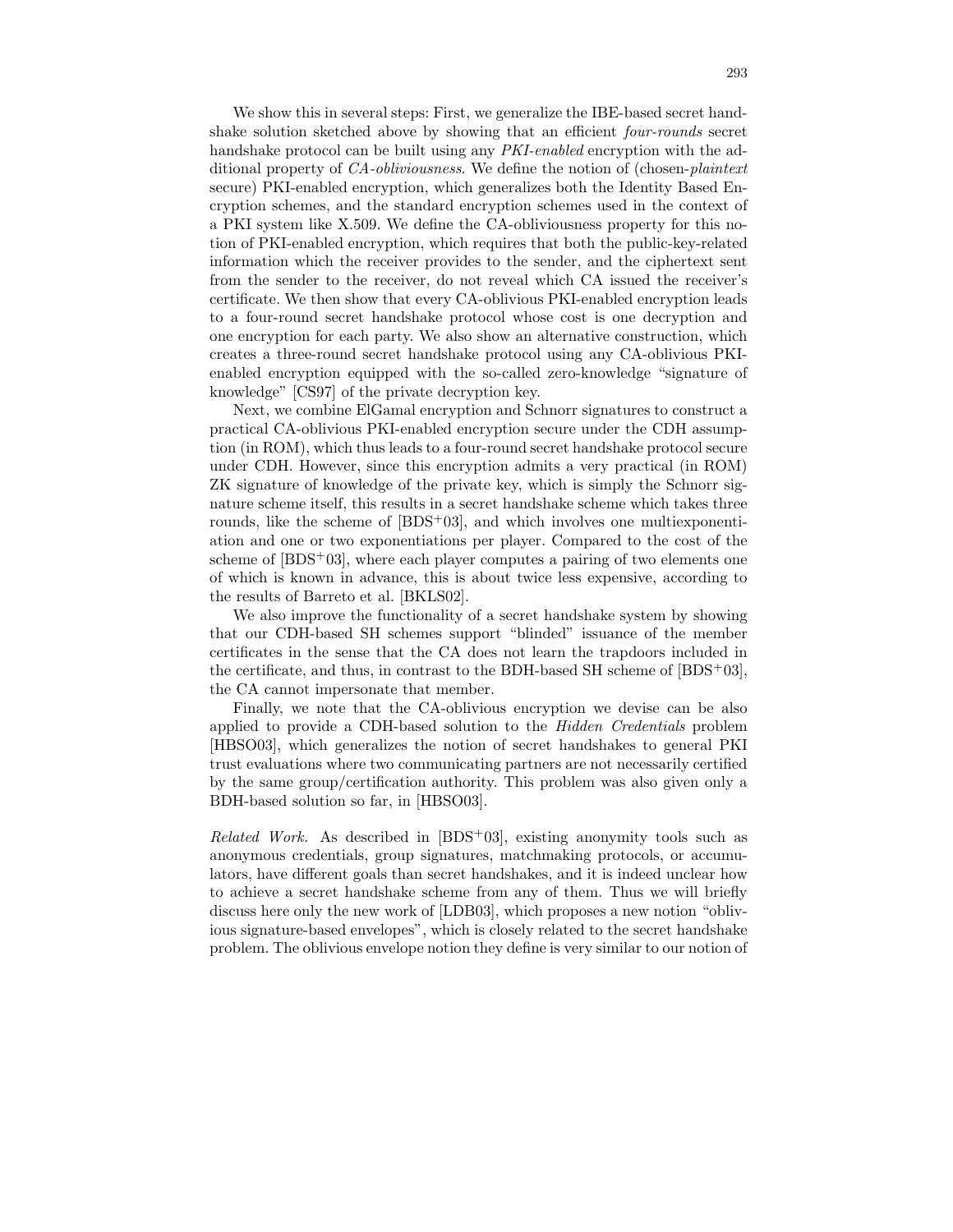We show this in several steps: First, we generalize the IBE-based secret handshake solution sketched above by showing that an efficient *four-rounds* secret handshake protocol can be built using any *PKI-enabled* encryption with the additional property of *CA-obliviousness*. We define the notion of (chosen-*plaintext* secure) PKI-enabled encryption, which generalizes both the Identity Based Encryption schemes, and the standard encryption schemes used in the context of a PKI system like X.509. We define the CA-obliviousness property for this notion of PKI-enabled encryption, which requires that both the public-key-related information which the receiver provides to the sender, and the ciphertext sent from the sender to the receiver, do not reveal which CA issued the receiver's certificate. We then show that every CA-oblivious PKI-enabled encryption leads to a four-round secret handshake protocol whose cost is one decryption and one encryption for each party. We also show an alternative construction, which creates a three-round secret handshake protocol using any CA-oblivious PKI-enabled encryption equipped with the so-called zero-knowledge "signature of knowledge" [CS97] of the private decryption key.

Next, we combine ElGamal encryption and Schnorr signatures to construct a practical CA-oblivious PKI-enabled encryption secure under the CDH assumption (in ROM), which thus leads to a four-round secret handshake protocol secure under CDH. However, since this encryption admits a very practical (in ROM) ZK signature of knowledge of the private key, which is simply the Schnorr signature scheme itself, this results in a secret handshake scheme which takes three rounds, like the scheme of [BDS+03], and which involves one multiexponentiation and one or two exponentiations per player. Compared to the cost of the scheme of [BDS+03], where each player computes a pairing of two elements one of which is known in advance, this is about twice less expensive, according to the results of Barreto et al. [BKLS02].

We also improve the functionality of a secret handshake system by showing that our CDH-based SH schemes support "blinded" issuance of the member certificates in the sense that the CA does not learn the trapdoors included in the certificate, and thus, in contrast to the BDH-based SH scheme of [BDS+03], the CA cannot impersonate that member.

Finally, we note that the CA-oblivious encryption we devise can be also applied to provide a CDH-based solution to the *Hidden Credentials* problem [HBSO03], which generalizes the notion of secret handshakes to general PKI trust evaluations where two communicating partners are not necessarily certified by the same group/certification authority. This problem was also given only a BDH-based solution so far, in [HBSO03].

*Related Work.* As described in [BDS+03], existing anonymity tools such as anonymous credentials, group signatures, matchmaking protocols, or accumulators, have different goals than secret handshakes, and it is indeed unclear how to achieve a secret handshake scheme from any of them. Thus we will briefly discuss here only the new work of [LDB03], which proposes a new notion "oblivious signature-based envelopes", which is closely related to the secret handshake problem. The oblivious envelope notion they define is very similar to our notion of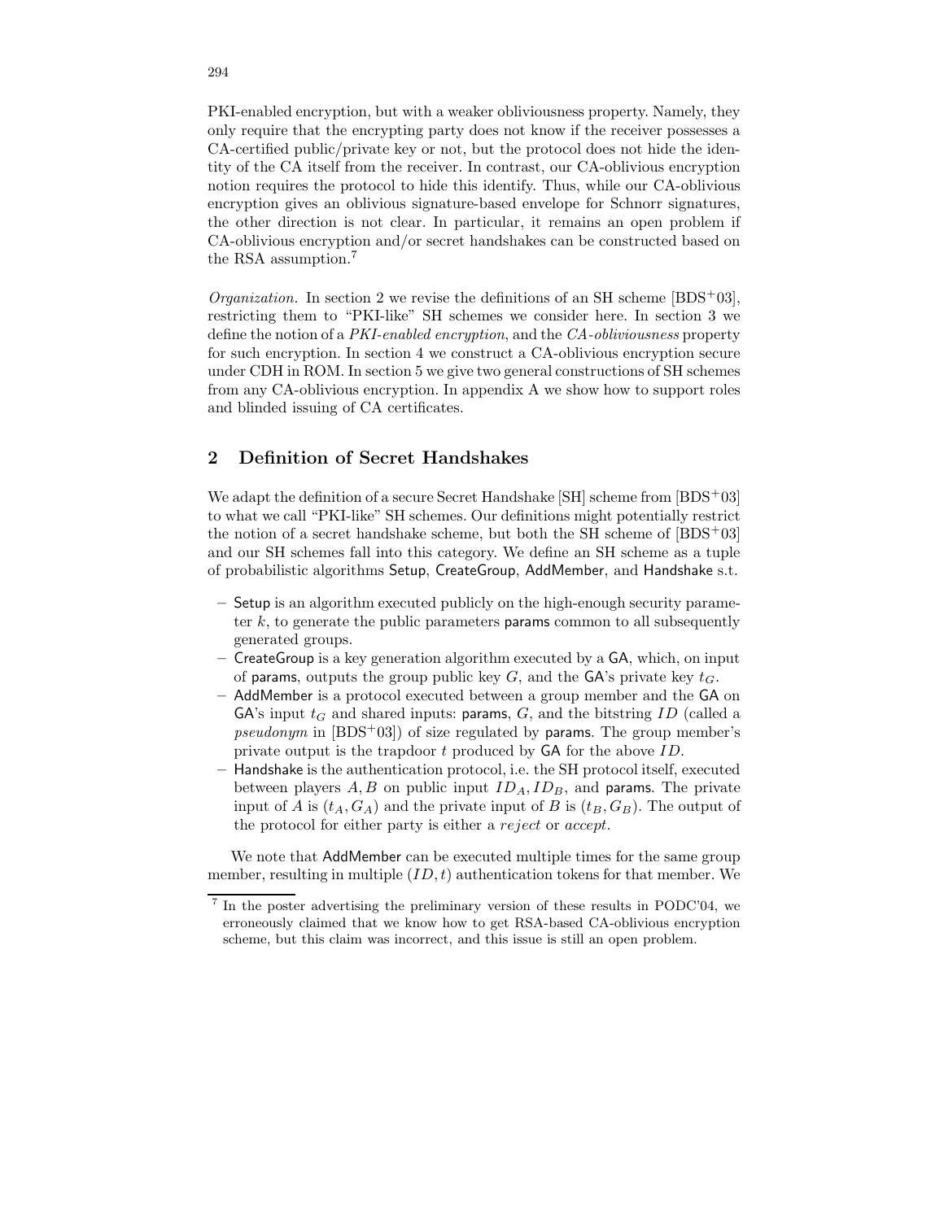PKI-enabled encryption, but with a weaker obliviousness property. Namely, they only require that the encrypting party does not know if the receiver possesses a CA-certified public/private key or not, but the protocol does not hide the identity of the CA itself from the receiver. In contrast, our CA-oblivious encryption notion requires the protocol to hide this identify. Thus, while our CA-oblivious encryption gives an oblivious signature-based envelope for Schnorr signatures, the other direction is not clear. In particular, it remains an open problem if CA-oblivious encryption and/or secret handshakes can be constructed based on the RSA assumption.[7]

*Organization.* In section 2 we revise the definitions of an SH scheme [BDS+03], restricting them to "PKI-like" SH schemes we consider here. In section 3 we define the notion of a *PKI-enabled encryption*, and the *CA-obliviousness* property for such encryption. In section 4 we construct a CA-oblivious encryption secure under CDH in ROM. In section 5 we give two general constructions of SH schemes from any CA-oblivious encryption. In appendix A we show how to support roles and blinded issuing of CA certificates.

## 2 Definition of Secret Handshakes

We adapt the definition of a secure Secret Handshake [SH] scheme from [BDS+03] to what we call "PKI-like" SH schemes. Our definitions might potentially restrict the notion of a secret handshake scheme, but both the SH scheme of [BDS+03] and our SH schemes fall into this category. We define an SH scheme as a tuple of probabilistic algorithms Setup, CreateGroup, AddMember, and Handshake s.t.

- Setup is an algorithm executed publicly on the high-enough security parameter $k$, to generate the public parameters params common to all subsequently generated groups.
- CreateGroup is a key generation algorithm executed by a GA, which, on input of params, outputs the group public key $G$, and the GA's private key $t_G$.
- AddMember is a protocol executed between a group member and the GA on GA's input $t_G$ and shared inputs: params, $G$, and the bitstring $ID$ (called a *pseudonym* in [BDS+03]) of size regulated by params. The group member's private output is the trapdoor $t$ produced by GA for the above $ID$.
- Handshake is the authentication protocol, i.e. the SH protocol itself, executed between players $A, B$ on public input $ID_A, ID_B$, and params. The private input of $A$ is $(t_A, G_A)$ and the private input of $B$ is $(t_B, G_B)$. The output of the protocol for either party is either a *reject* or *accept*.

We note that AddMember can be executed multiple times for the same group member, resulting in multiple $(ID, t)$ authentication tokens for that member. We

[7] In the poster advertising the preliminary version of these results in PODC'04, we erroneously claimed that we know how to get RSA-based CA-oblivious encryption scheme, but this claim was incorrect, and this issue is still an open problem.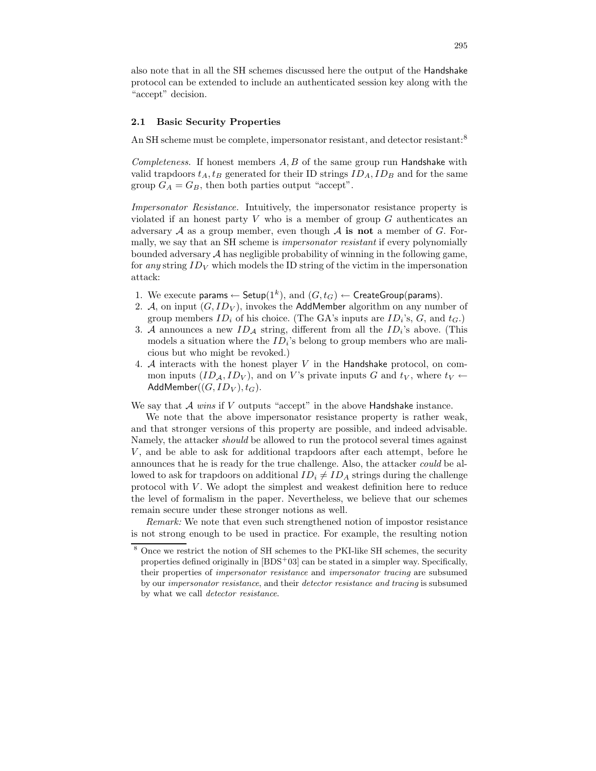also note that in all the SH schemes discussed here the output of the Handshake protocol can be extended to include an authenticated session key along with the "accept" decision.

### 2.1 Basic Security Properties

An SH scheme must be complete, impersonator resistant, and detector resistant:[8]

*Completeness.* If honest members $A, B$ of the same group run Handshake with valid trapdoors $t_A, t_B$ generated for their ID strings $ID_A, ID_B$ and for the same group $G_A = G_B$, then both parties output "accept".

*Impersonator Resistance.* Intuitively, the impersonator resistance property is violated if an honest party $V$ who is a member of group $G$ authenticates an adversary $\mathcal{A}$ as a group member, even though $\mathcal{A}$ **is not** a member of $G$. Formally, we say that an SH scheme is *impersonator resistant* if every polynomially bounded adversary $\mathcal{A}$ has negligible probability of winning in the following game, for *any* string $ID_V$ which models the ID string of the victim in the impersonation attack:

1. We execute $\mathsf{params} \leftarrow \mathsf{Setup}(1^k)$, and $(G, t_G) \leftarrow \mathsf{CreateGroup}(\mathsf{params})$.
2. $\mathcal{A}$, on input $(G, ID_V)$, invokes the AddMember algorithm on any number of group members $ID_i$ of his choice. (The GA's inputs are $ID_i$'s, $G$, and $t_G$.)
3. $\mathcal{A}$ announces a new $ID_{\mathcal{A}}$ string, different from all the $ID_i$'s above. (This models a situation where the $ID_i$'s belong to group members who are malicious but who might be revoked.)
4. $\mathcal{A}$ interacts with the honest player $V$ in the Handshake protocol, on common inputs $(ID_{\mathcal{A}}, ID_V)$, and on $V$'s private inputs $G$ and $t_V$, where $t_V \leftarrow \mathsf{AddMember}((G, ID_V), t_G)$.

We say that $\mathcal{A}$ *wins* if $V$ outputs "accept" in the above Handshake instance.

We note that the above impersonator resistance property is rather weak, and that stronger versions of this property are possible, and indeed advisable. Namely, the attacker *should* be allowed to run the protocol several times against $V$, and be able to ask for additional trapdoors after each attempt, before he announces that he is ready for the true challenge. Also, the attacker *could* be allowed to ask for trapdoors on additional $ID_i \neq ID_A$ strings during the challenge protocol with $V$. We adopt the simplest and weakest definition here to reduce the level of formalism in the paper. Nevertheless, we believe that our schemes remain secure under these stronger notions as well.

*Remark:* We note that even such strengthened notion of impostor resistance is not strong enough to be used in practice. For example, the resulting notion

[8] Once we restrict the notion of SH schemes to the PKI-like SH schemes, the security properties defined originally in [BDS+03] can be stated in a simpler way. Specifically, their properties of *impersonator resistance* and *impersonator tracing* are subsumed by our *impersonator resistance*, and their *detector resistance and tracing* is subsumed by what we call *detector resistance*.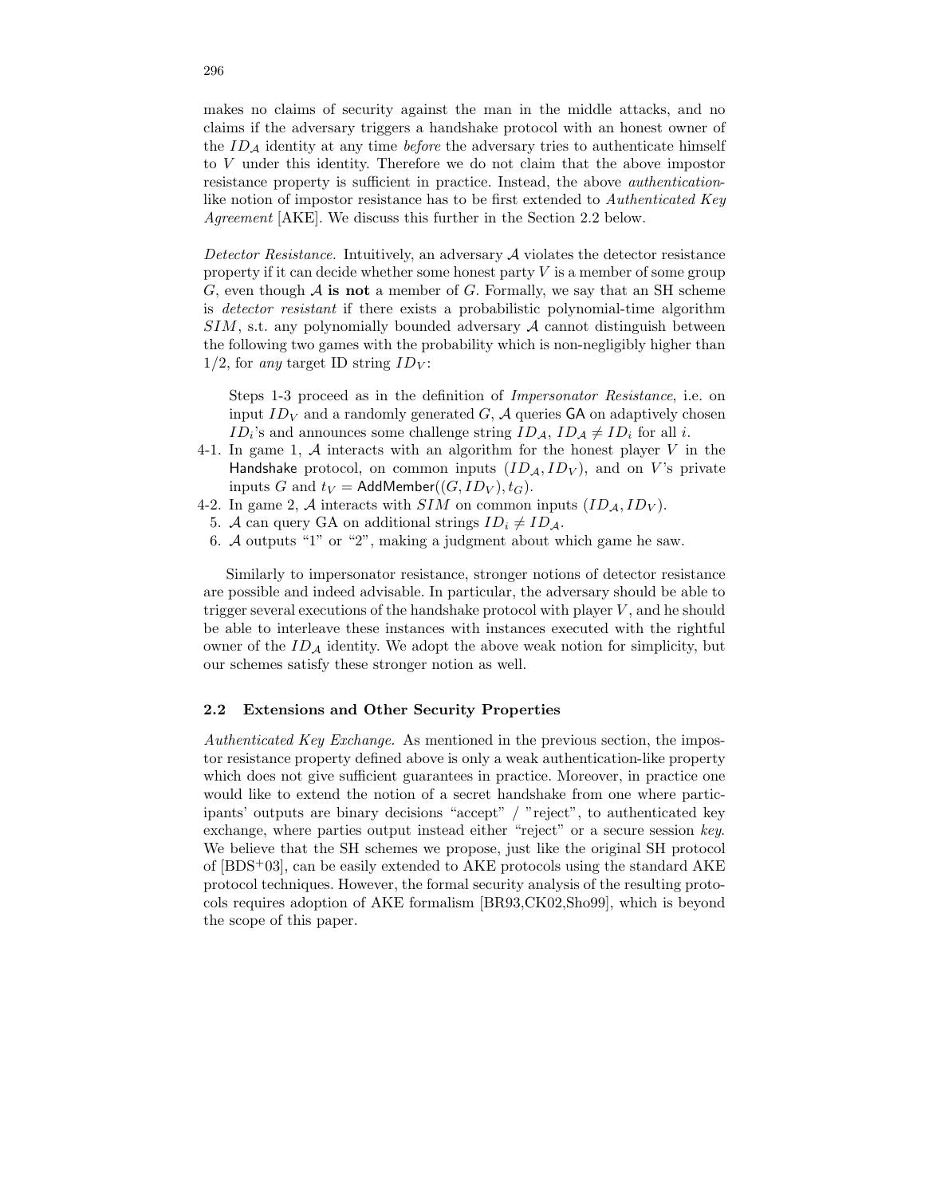makes no claims of security against the man in the middle attacks, and no claims if the adversary triggers a handshake protocol with an honest owner of the $ID_{\mathcal{A}}$ identity at any time *before* the adversary tries to authenticate himself to $V$ under this identity. Therefore we do not claim that the above impostor resistance property is sufficient in practice. Instead, the above *authentication*-like notion of impostor resistance has to be first extended to *Authenticated Key Agreement* [AKE]. We discuss this further in the Section 2.2 below.

*Detector Resistance.* Intuitively, an adversary $\mathcal{A}$ violates the detector resistance property if it can decide whether some honest party $V$ is a member of some group $G$, even though $\mathcal{A}$ **is not** a member of $G$. Formally, we say that an SH scheme is *detector resistant* if there exists a probabilistic polynomial-time algorithm $SIM$, s.t. any polynomially bounded adversary $\mathcal{A}$ cannot distinguish between the following two games with the probability which is non-negligibly higher than $1/2$, for *any* target ID string $ID_V$:

Steps 1-3 proceed as in the definition of *Impersonator Resistance*, i.e. on input $ID_V$ and a randomly generated $G$, $\mathcal{A}$ queries GA on adaptively chosen $ID_i$'s and announces some challenge string $ID_{\mathcal{A}}$, $ID_{\mathcal{A}} \neq ID_i$ for all $i$.

4-1. In game 1, $\mathcal{A}$ interacts with an algorithm for the honest player $V$ in the Handshake protocol, on common inputs $(ID_{\mathcal{A}}, ID_V)$, and on $V$'s private inputs $G$ and $t_V = \mathsf{AddMember}((G, ID_V), t_G)$.

4-2. In game 2, $\mathcal{A}$ interacts with $SIM$ on common inputs $(ID_{\mathcal{A}}, ID_V)$.

5. $\mathcal{A}$ can query GA on additional strings $ID_i \neq ID_{\mathcal{A}}$.

6. $\mathcal{A}$ outputs "1" or "2", making a judgment about which game he saw.

Similarly to impersonator resistance, stronger notions of detector resistance are possible and indeed advisable. In particular, the adversary should be able to trigger several executions of the handshake protocol with player $V$, and he should be able to interleave these instances with instances executed with the rightful owner of the $ID_{\mathcal{A}}$ identity. We adopt the above weak notion for simplicity, but our schemes satisfy these stronger notion as well.

### 2.2 Extensions and Other Security Properties

*Authenticated Key Exchange.* As mentioned in the previous section, the impostor resistance property defined above is only a weak authentication-like property which does not give sufficient guarantees in practice. Moreover, in practice one would like to extend the notion of a secret handshake from one where participants' outputs are binary decisions "accept" / "reject", to authenticated key exchange, where parties output instead either "reject" or a secure session *key*. We believe that the SH schemes we propose, just like the original SH protocol of [BDS+03], can be easily extended to AKE protocols using the standard AKE protocol techniques. However, the formal security analysis of the resulting protocols requires adoption of AKE formalism [BR93,CK02,Sho99], which is beyond the scope of this paper.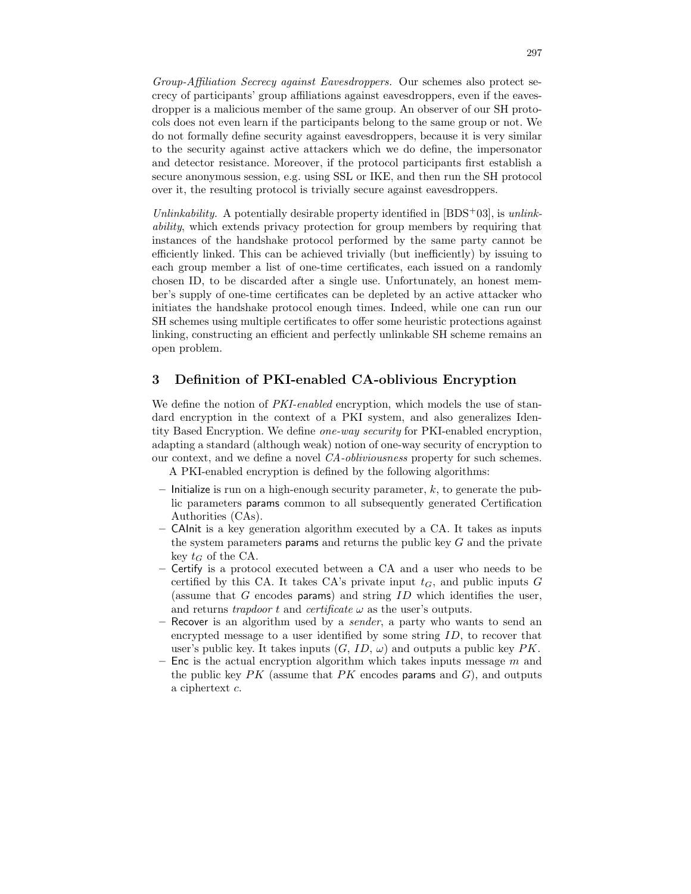*Group-Affiliation Secrecy against Eavesdroppers.* Our schemes also protect secrecy of participants' group affiliations against eavesdroppers, even if the eavesdropper is a malicious member of the same group. An observer of our SH protocols does not even learn if the participants belong to the same group or not. We do not formally define security against eavesdroppers, because it is very similar to the security against active attackers which we do define, the impersonator and detector resistance. Moreover, if the protocol participants first establish a secure anonymous session, e.g. using SSL or IKE, and then run the SH protocol over it, the resulting protocol is trivially secure against eavesdroppers.

*Unlinkability.* A potentially desirable property identified in [BDS+03], is *unlinkability*, which extends privacy protection for group members by requiring that instances of the handshake protocol performed by the same party cannot be efficiently linked. This can be achieved trivially (but inefficiently) by issuing to each group member a list of one-time certificates, each issued on a randomly chosen ID, to be discarded after a single use. Unfortunately, an honest member's supply of one-time certificates can be depleted by an active attacker who initiates the handshake protocol enough times. Indeed, while one can run our SH schemes using multiple certificates to offer some heuristic protections against linking, constructing an efficient and perfectly unlinkable SH scheme remains an open problem.

## 3 Definition of PKI-enabled CA-oblivious Encryption

We define the notion of *PKI-enabled* encryption, which models the use of standard encryption in the context of a PKI system, and also generalizes Identity Based Encryption. We define *one-way security* for PKI-enabled encryption, adapting a standard (although weak) notion of one-way security of encryption to our context, and we define a novel *CA-obliviousness* property for such schemes.

A PKI-enabled encryption is defined by the following algorithms:

- Initialize is run on a high-enough security parameter, $k$, to generate the public parameters params common to all subsequently generated Certification Authorities (CAs).
- CAInit is a key generation algorithm executed by a CA. It takes as inputs the system parameters params and returns the public key $G$ and the private key $t_G$ of the CA.
- Certify is a protocol executed between a CA and a user who needs to be certified by this CA. It takes CA's private input $t_G$, and public inputs $G$ (assume that $G$ encodes params) and string $ID$ which identifies the user, and returns *trapdoor* $t$ and *certificate* $\omega$ as the user's outputs.
- Recover is an algorithm used by a *sender*, a party who wants to send an encrypted message to a user identified by some string $ID$, to recover that user's public key. It takes inputs ($G$, $ID$, $\omega$) and outputs a public key $PK$.
- Enc is the actual encryption algorithm which takes inputs message $m$ and the public key $PK$ (assume that $PK$ encodes params and $G$), and outputs a ciphertext $c$.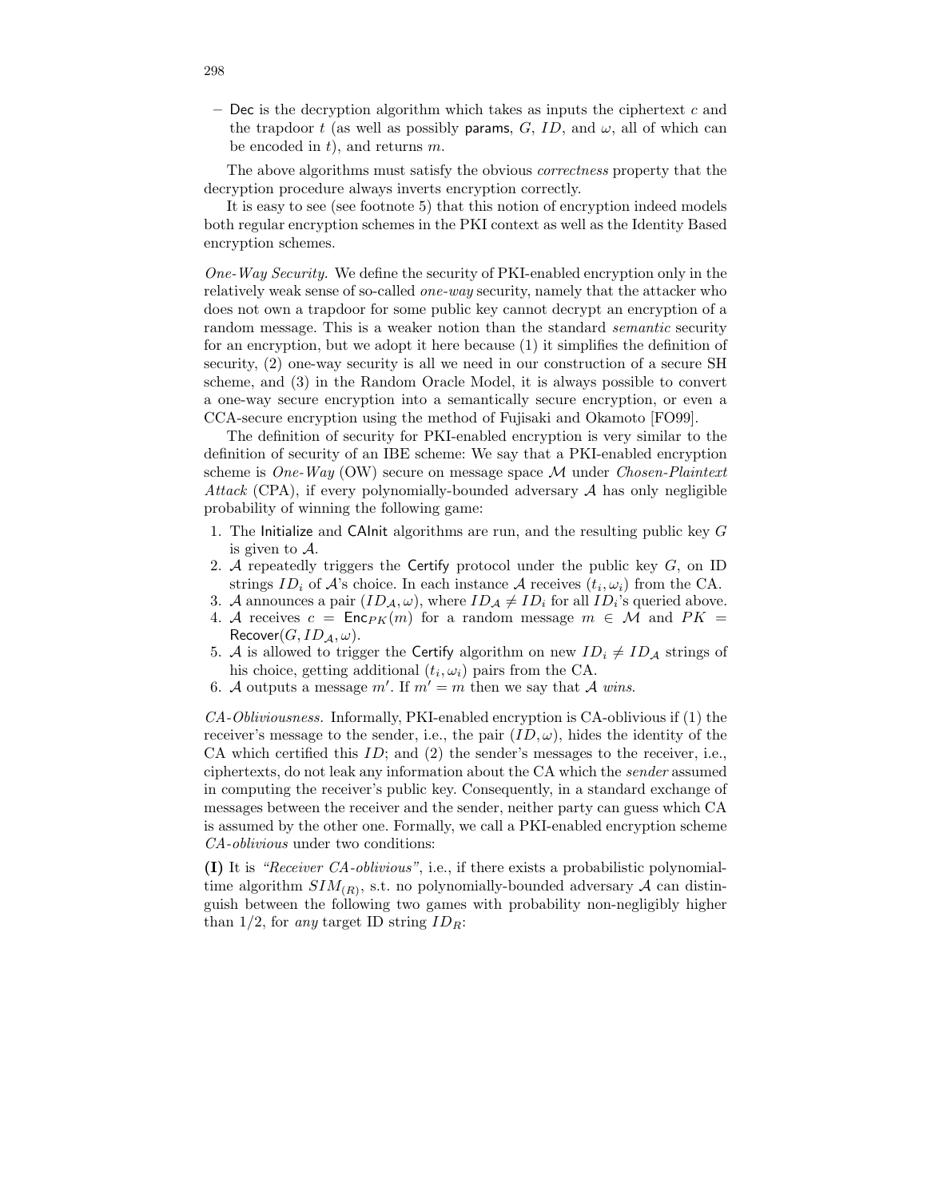– Dec is the decryption algorithm which takes as inputs the ciphertext $c$ and the trapdoor $t$ (as well as possibly params, $G$, $ID$, and $\omega$, all of which can be encoded in $t$), and returns $m$.

The above algorithms must satisfy the obvious *correctness* property that the decryption procedure always inverts encryption correctly.

It is easy to see (see footnote 5) that this notion of encryption indeed models both regular encryption schemes in the PKI context as well as the Identity Based encryption schemes.

*One-Way Security.* We define the security of PKI-enabled encryption only in the relatively weak sense of so-called *one-way* security, namely that the attacker who does not own a trapdoor for some public key cannot decrypt an encryption of a random message. This is a weaker notion than the standard *semantic* security for an encryption, but we adopt it here because (1) it simplifies the definition of security, (2) one-way security is all we need in our construction of a secure SH scheme, and (3) in the Random Oracle Model, it is always possible to convert a one-way secure encryption into a semantically secure encryption, or even a CCA-secure encryption using the method of Fujisaki and Okamoto [FO99].

The definition of security for PKI-enabled encryption is very similar to the definition of security of an IBE scheme: We say that a PKI-enabled encryption scheme is *One-Way* (OW) secure on message space $\mathcal{M}$ under *Chosen-Plaintext Attack* (CPA), if every polynomially-bounded adversary $\mathcal{A}$ has only negligible probability of winning the following game:

1. The Initialize and CAInit algorithms are run, and the resulting public key $G$ is given to $\mathcal{A}$.
2. $\mathcal{A}$ repeatedly triggers the Certify protocol under the public key $G$, on ID strings $ID_i$ of $\mathcal{A}$'s choice. In each instance $\mathcal{A}$ receives $(t_i, \omega_i)$ from the CA.
3. $\mathcal{A}$ announces a pair $(ID_\mathcal{A}, \omega)$, where $ID_\mathcal{A} \neq ID_i$ for all $ID_i$'s queried above.
4. $\mathcal{A}$ receives $c = \mathsf{Enc}_{PK}(m)$ for a random message $m \in \mathcal{M}$ and $PK = \mathsf{Recover}(G, ID_\mathcal{A}, \omega)$.
5. $\mathcal{A}$ is allowed to trigger the Certify algorithm on new $ID_i \neq ID_\mathcal{A}$ strings of his choice, getting additional $(t_i, \omega_i)$ pairs from the CA.
6. $\mathcal{A}$ outputs a message $m'$. If $m' = m$ then we say that $\mathcal{A}$ *wins*.

*CA-Obliviousness.* Informally, PKI-enabled encryption is CA-oblivious if (1) the receiver's message to the sender, i.e., the pair $(ID, \omega)$, hides the identity of the CA which certified this $ID$; and (2) the sender's messages to the receiver, i.e., ciphertexts, do not leak any information about the CA which the *sender* assumed in computing the receiver's public key. Consequently, in a standard exchange of messages between the receiver and the sender, neither party can guess which CA is assumed by the other one. Formally, we call a PKI-enabled encryption scheme *CA-oblivious* under two conditions:

**(I)** It is *"Receiver CA-oblivious"*, i.e., if there exists a probabilistic polynomial-time algorithm $SIM_{(R)}$, s.t. no polynomially-bounded adversary $\mathcal{A}$ can distinguish between the following two games with probability non-negligibly higher than $1/2$, for *any* target ID string $ID_R$: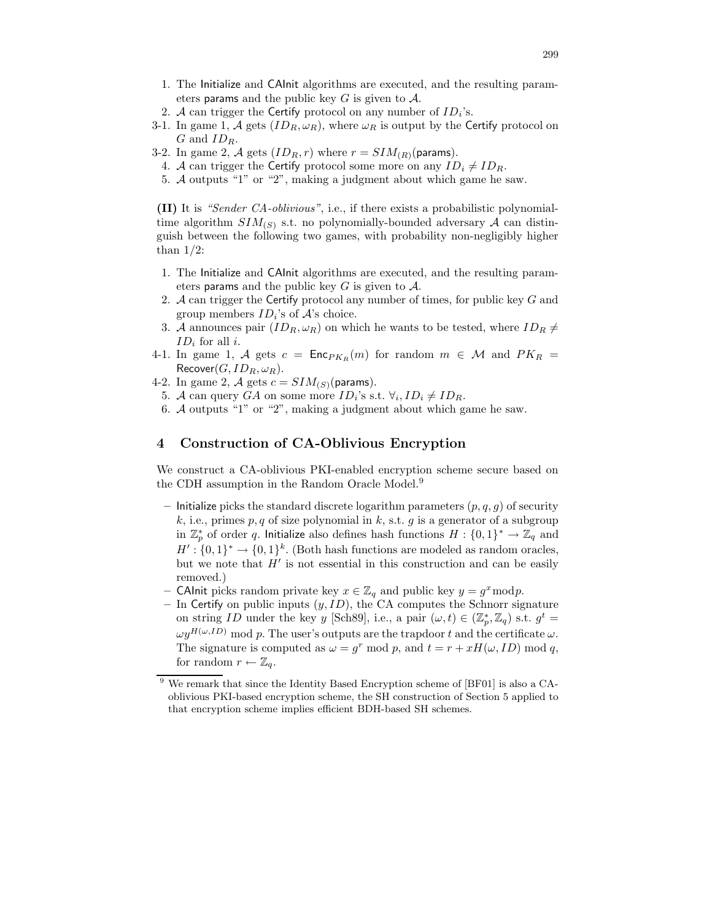1. The Initialize and CAInit algorithms are executed, and the resulting parameters params and the public key $G$ is given to $\mathcal{A}$.
2. $\mathcal{A}$ can trigger the Certify protocol on any number of $ID_i$'s.

3-1. In game 1, $\mathcal{A}$ gets $(ID_R, \omega_R)$, where $\omega_R$ is output by the Certify protocol on $G$ and $ID_R$.

3-2. In game 2, $\mathcal{A}$ gets $(ID_R, r)$ where $r = SIM_{(R)}(\mathsf{params})$.

4. $\mathcal{A}$ can trigger the Certify protocol some more on any $ID_i \neq ID_R$.
5. $\mathcal{A}$ outputs "1" or "2", making a judgment about which game he saw.

**(II)** It is *"Sender CA-oblivious"*, i.e., if there exists a probabilistic polynomial-time algorithm $SIM_{(S)}$ s.t. no polynomially-bounded adversary $\mathcal{A}$ can distinguish between the following two games, with probability non-negligibly higher than 1/2:

1. The Initialize and CAInit algorithms are executed, and the resulting parameters params and the public key $G$ is given to $\mathcal{A}$.
2. $\mathcal{A}$ can trigger the Certify protocol any number of times, for public key $G$ and group members $ID_i$'s of $\mathcal{A}$'s choice.
3. $\mathcal{A}$ announces pair $(ID_R, \omega_R)$ on which he wants to be tested, where $ID_R \neq ID_i$ for all $i$.

4-1. In game 1, $\mathcal{A}$ gets $c = \mathsf{Enc}_{PK_R}(m)$ for random $m \in \mathcal{M}$ and $PK_R = \mathsf{Recover}(G, ID_R, \omega_R)$.

4-2. In game 2, $\mathcal{A}$ gets $c = SIM_{(S)}(\mathsf{params})$.

5. $\mathcal{A}$ can query $GA$ on some more $ID_i$'s s.t. $\forall_i, ID_i \neq ID_R$.
6. $\mathcal{A}$ outputs "1" or "2", making a judgment about which game he saw.

## 4 Construction of CA-Oblivious Encryption

We construct a CA-oblivious PKI-enabled encryption scheme secure based on the CDH assumption in the Random Oracle Model.[9]

- Initialize picks the standard discrete logarithm parameters $(p, q, g)$ of security $k$, i.e., primes $p, q$ of size polynomial in $k$, s.t. $g$ is a generator of a subgroup in $\mathbb{Z}_p^*$ of order $q$. Initialize also defines hash functions $H : \{0,1\}^* \to \mathbb{Z}_q$ and $H' : \{0,1\}^* \to \{0,1\}^k$. (Both hash functions are modeled as random oracles, but we note that $H'$ is not essential in this construction and can be easily removed.)
- CAInit picks random private key $x \in \mathbb{Z}_q$ and public key $y = g^x \bmod p$.
- In Certify on public inputs $(y, ID)$, the CA computes the Schnorr signature on string $ID$ under the key $y$ [Sch89], i.e., a pair $(\omega, t) \in (\mathbb{Z}_p^*, \mathbb{Z}_q)$ s.t. $g^t = \omega y^{H(\omega, ID)} \bmod p$. The user's outputs are the trapdoor $t$ and the certificate $\omega$. The signature is computed as $\omega = g^r \bmod p$, and $t = r + xH(\omega, ID) \bmod q$, for random $r \leftarrow \mathbb{Z}_q$.

[9] We remark that since the Identity Based Encryption scheme of [BF01] is also a CA-oblivious PKI-based encryption scheme, the SH construction of Section 5 applied to that encryption scheme implies efficient BDH-based SH schemes.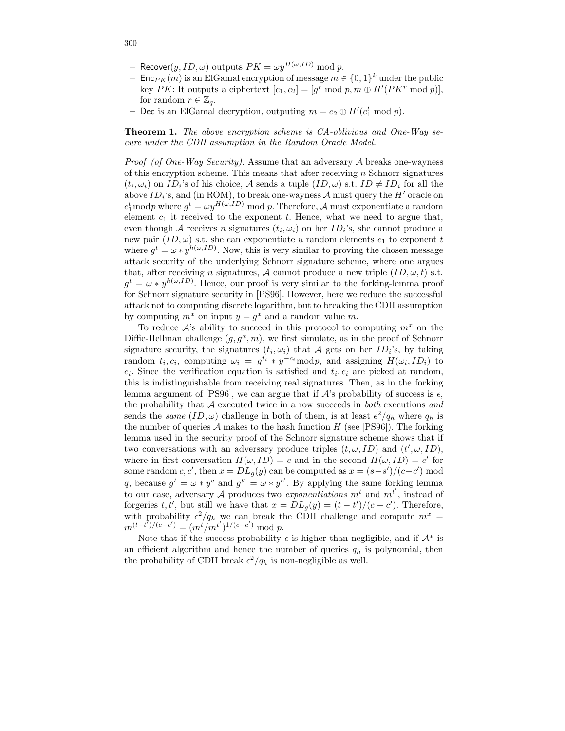- $\mathsf{Recover}(y, ID, \omega)$ outputs $PK = \omega y^{H(\omega,ID)} \bmod p$.
- $\mathsf{Enc}_{PK}(m)$ is an ElGamal encryption of message $m \in \{0,1\}^k$ under the public key $PK$: It outputs a ciphertext $[c_1, c_2] = [g^r \bmod p, m \oplus H'(PK^r \bmod p)]$, for random $r \in \mathbb{Z}_q$.
- $\mathsf{Dec}$ is an ElGamal decryption, outputing $m = c_2 \oplus H'(c_1^t \bmod p)$.

**Theorem 1.** *The above encryption scheme is CA-oblivious and One-Way secure under the CDH assumption in the Random Oracle Model.*

*Proof (of One-Way Security).* Assume that an adversary $\mathcal{A}$ breaks one-wayness of this encryption scheme. This means that after receiving $n$ Schnorr signatures $(t_i, \omega_i)$ on $ID_i$'s of his choice, $\mathcal{A}$ sends a tuple $(ID, \omega)$ s.t. $ID \neq ID_i$ for all the above $ID_i$'s, and (in ROM), to break one-wayness $\mathcal{A}$ must query the $H'$ oracle on $c_1^t \bmod p$ where $g^t = \omega y^{H(\omega,ID)} \bmod p$. Therefore, $\mathcal{A}$ must exponentiate a random element $c_1$ it received to the exponent $t$. Hence, what we need to argue that, even though $\mathcal{A}$ receives $n$ signatures $(t_i, \omega_i)$ on her $ID_i$'s, she cannot produce a new pair $(ID, \omega)$ s.t. she can exponentiate a random elements $c_1$ to exponent $t$ where $g^t = \omega * y^{h(\omega,ID)}$. Now, this is very similar to proving the chosen message attack security of the underlying Schnorr signature scheme, where one argues that, after receiving $n$ signatures, $\mathcal{A}$ cannot produce a new triple $(ID, \omega, t)$ s.t. $g^t = \omega * y^{h(\omega,ID)}$. Hence, our proof is very similar to the forking-lemma proof for Schnorr signature security in [PS96]. However, here we reduce the successful attack not to computing discrete logarithm, but to breaking the CDH assumption by computing $m^x$ on input $y = g^x$ and a random value $m$.

To reduce $\mathcal{A}$'s ability to succeed in this protocol to computing $m^x$ on the Diffie-Hellman challenge $(g, g^x, m)$, we first simulate, as in the proof of Schnorr signature security, the signatures $(t_i, \omega_i)$ that $\mathcal{A}$ gets on her $ID_i$'s, by taking random $t_i, c_i$, computing $\omega_i = g^{t_i} * y^{-c_i} \bmod p$, and assigning $H(\omega_i, ID_i)$ to $c_i$. Since the verification equation is satisfied and $t_i, c_i$ are picked at random, this is indistinguishable from receiving real signatures. Then, as in the forking lemma argument of [PS96], we can argue that if $\mathcal{A}$'s probability of success is $\epsilon$, the probability that $\mathcal{A}$ executed twice in a row succeeds in *both* executions *and* sends the *same* $(ID, \omega)$ challenge in both of them, is at least $\epsilon^2/q_h$ where $q_h$ is the number of queries $\mathcal{A}$ makes to the hash function $H$ (see [PS96]). The forking lemma used in the security proof of the Schnorr signature scheme shows that if two conversations with an adversary produce triples $(t, \omega, ID)$ and $(t', \omega, ID)$, where in first conversation $H(\omega, ID) = c$ and in the second $H(\omega, ID) = c'$ for some random $c, c'$, then $x = DL_g(y)$ can be computed as $x = (s - s')/(c - c') \bmod q$, because $g^t = \omega * y^c$ and $g^{t'} = \omega * y^{c'}$. By applying the same forking lemma to our case, adversary $\mathcal{A}$ produces two *exponentiations* $m^t$ and $m^{t'}$, instead of forgeries $t, t'$, but still we have that $x = DL_g(y) = (t - t')/(c - c')$. Therefore, with probability $\epsilon^2/q_h$ we can break the CDH challenge and compute $m^x = m^{(t-t')/(c-c')} = (m^t/m^{t'})^{1/(c-c')} \bmod p$.

Note that if the success probability $\epsilon$ is higher than negligible, and if $\mathcal{A}^*$ is an efficient algorithm and hence the number of queries $q_h$ is polynomial, then the probability of CDH break $\epsilon^2/q_h$ is non-negligible as well.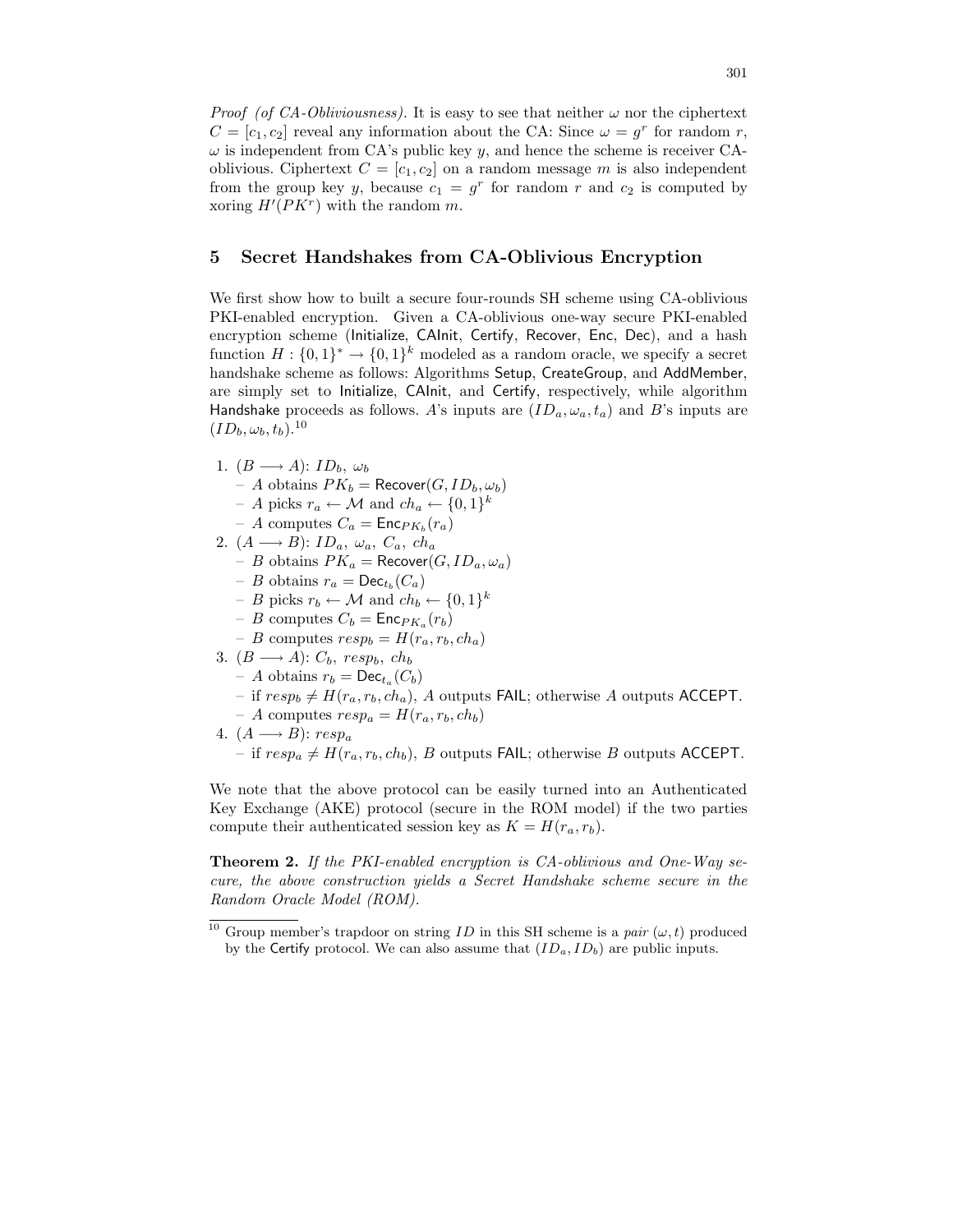*Proof (of CA-Obliviousness).* It is easy to see that neither $\omega$ nor the ciphertext $C = [c_1, c_2]$ reveal any information about the CA: Since $\omega = g^r$ for random $r$, $\omega$ is independent from CA's public key $y$, and hence the scheme is receiver CA-oblivious. Ciphertext $C = [c_1, c_2]$ on a random message $m$ is also independent from the group key $y$, because $c_1 = g^r$ for random $r$ and $c_2$ is computed by xoring $H'(PK^r)$ with the random $m$.

## 5 Secret Handshakes from CA-Oblivious Encryption

We first show how to built a secure four-rounds SH scheme using CA-oblivious PKI-enabled encryption. Given a CA-oblivious one-way secure PKI-enabled encryption scheme ($\mathsf{Initialize}$, $\mathsf{CAInit}$, $\mathsf{Certify}$, $\mathsf{Recover}$, $\mathsf{Enc}$, $\mathsf{Dec}$), and a hash function $H : \{0,1\}^* \to \{0,1\}^k$ modeled as a random oracle, we specify a secret handshake scheme as follows: Algorithms $\mathsf{Setup}$, $\mathsf{CreateGroup}$, and $\mathsf{AddMember}$, are simply set to $\mathsf{Initialize}$, $\mathsf{CAInit}$, and $\mathsf{Certify}$, respectively, while algorithm $\mathsf{Handshake}$ proceeds as follows. $A$'s inputs are $(ID_a, \omega_a, t_a)$ and $B$'s inputs are $(ID_b, \omega_b, t_b)$.[10]

1. $(B \longrightarrow A)$: $ID_b,\ \omega_b$
   - $A$ obtains $PK_b = \mathsf{Recover}(G, ID_b, \omega_b)$
   - $A$ picks $r_a \leftarrow \mathcal{M}$ and $ch_a \leftarrow \{0,1\}^k$
   - $A$ computes $C_a = \mathsf{Enc}_{PK_b}(r_a)$
2. $(A \longrightarrow B)$: $ID_a,\ \omega_a,\ C_a,\ ch_a$
   - $B$ obtains $PK_a = \mathsf{Recover}(G, ID_a, \omega_a)$
   - $B$ obtains $r_a = \mathsf{Dec}_{t_b}(C_a)$
   - $B$ picks $r_b \leftarrow \mathcal{M}$ and $ch_b \leftarrow \{0,1\}^k$
   - $B$ computes $C_b = \mathsf{Enc}_{PK_a}(r_b)$
   - $B$ computes $resp_b = H(r_a, r_b, ch_a)$
3. $(B \longrightarrow A)$: $C_b,\ resp_b,\ ch_b$
   - $A$ obtains $r_b = \mathsf{Dec}_{t_a}(C_b)$
   - if $resp_b \neq H(r_a, r_b, ch_a)$, $A$ outputs $\mathsf{FAIL}$; otherwise $A$ outputs $\mathsf{ACCEPT}$.
   - $A$ computes $resp_a = H(r_a, r_b, ch_b)$
4. $(A \longrightarrow B)$: $resp_a$
   - if $resp_a \neq H(r_a, r_b, ch_b)$, $B$ outputs $\mathsf{FAIL}$; otherwise $B$ outputs $\mathsf{ACCEPT}$.

We note that the above protocol can be easily turned into an Authenticated Key Exchange (AKE) protocol (secure in the ROM model) if the two parties compute their authenticated session key as $K = H(r_a, r_b)$.

**Theorem 2.** *If the PKI-enabled encryption is CA-oblivious and One-Way secure, the above construction yields a Secret Handshake scheme secure in the Random Oracle Model (ROM).*

[10] Group member's trapdoor on string $ID$ in this SH scheme is a *pair* $(\omega, t)$ produced by the $\mathsf{Certify}$ protocol. We can also assume that $(ID_a, ID_b)$ are public inputs.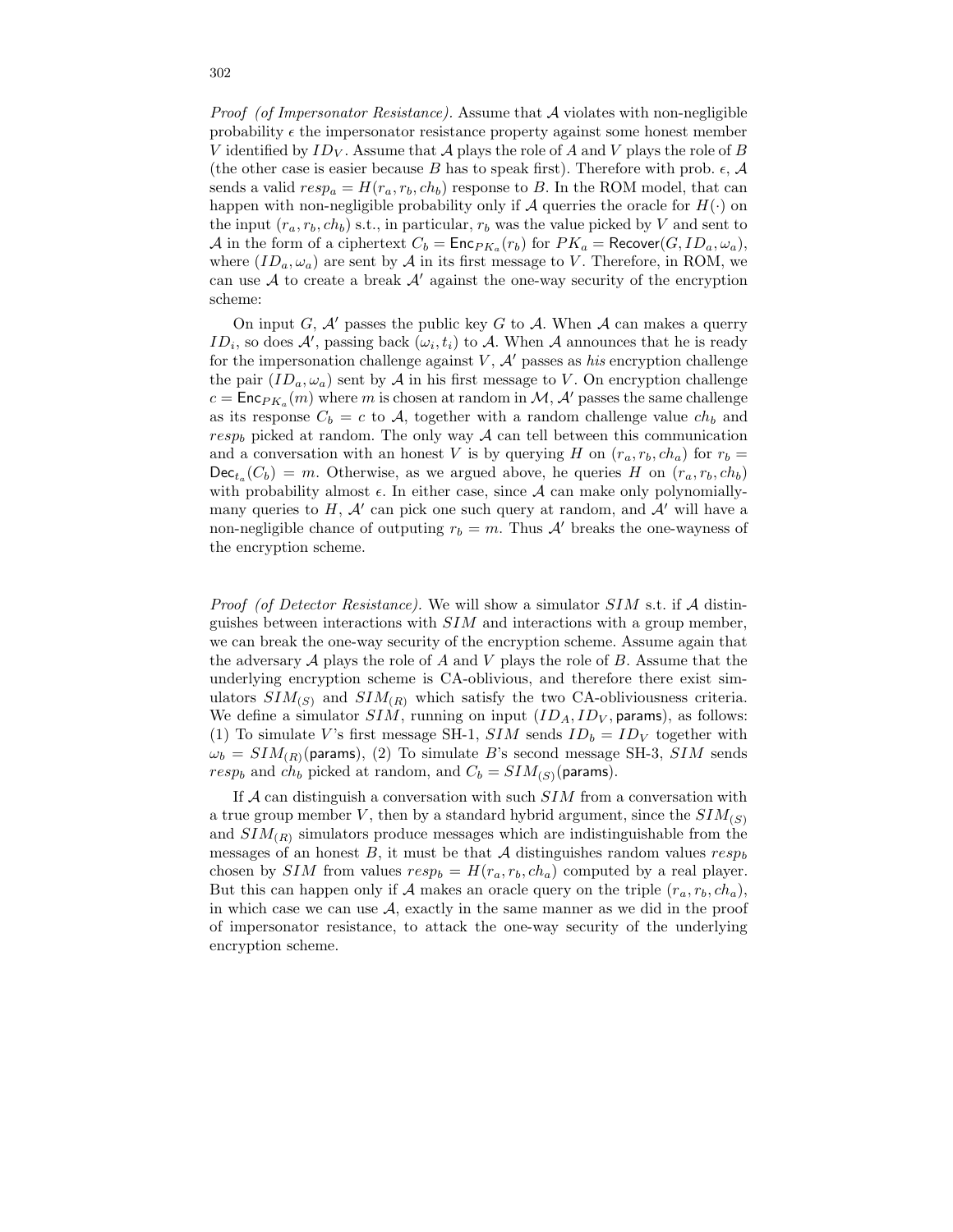*Proof (of Impersonator Resistance).* Assume that $\mathcal{A}$ violates with non-negligible probability $\epsilon$ the impersonator resistance property against some honest member $V$ identified by $ID_V$. Assume that $\mathcal{A}$ plays the role of $A$ and $V$ plays the role of $B$ (the other case is easier because $B$ has to speak first). Therefore with prob. $\epsilon$, $\mathcal{A}$ sends a valid $resp_a = H(r_a, r_b, ch_b)$ response to $B$. In the ROM model, that can happen with non-negligible probability only if $\mathcal{A}$ querries the oracle for $H(\cdot)$ on the input $(r_a, r_b, ch_b)$ s.t., in particular, $r_b$ was the value picked by $V$ and sent to $\mathcal{A}$ in the form of a ciphertext $C_b = \mathsf{Enc}_{PK_a}(r_b)$ for $PK_a = \mathsf{Recover}(G, ID_a, \omega_a)$, where $(ID_a, \omega_a)$ are sent by $\mathcal{A}$ in its first message to $V$. Therefore, in ROM, we can use $\mathcal{A}$ to create a break $\mathcal{A}'$ against the one-way security of the encryption scheme:

On input $G$, $\mathcal{A}'$ passes the public key $G$ to $\mathcal{A}$. When $\mathcal{A}$ can makes a querry $ID_i$, so does $\mathcal{A}'$, passing back $(\omega_i, t_i)$ to $\mathcal{A}$. When $\mathcal{A}$ announces that he is ready for the impersonation challenge against $V$, $\mathcal{A}'$ passes as *his* encryption challenge the pair $(ID_a, \omega_a)$ sent by $\mathcal{A}$ in his first message to $V$. On encryption challenge $c = \mathsf{Enc}_{PK_a}(m)$ where $m$ is chosen at random in $\mathcal{M}$, $\mathcal{A}'$ passes the same challenge as its response $C_b = c$ to $\mathcal{A}$, together with a random challenge value $ch_b$ and $resp_b$ picked at random. The only way $\mathcal{A}$ can tell between this communication and a conversation with an honest $V$ is by querying $H$ on $(r_a, r_b, ch_a)$ for $r_b = \mathsf{Dec}_{t_a}(C_b) = m$. Otherwise, as we argued above, he queries $H$ on $(r_a, r_b, ch_b)$ with probability almost $\epsilon$. In either case, since $\mathcal{A}$ can make only polynomially-many queries to $H$, $\mathcal{A}'$ can pick one such query at random, and $\mathcal{A}'$ will have a non-negligible chance of outputing $r_b = m$. Thus $\mathcal{A}'$ breaks the one-wayness of the encryption scheme.

*Proof (of Detector Resistance).* We will show a simulator $SIM$ s.t. if $\mathcal{A}$ distinguishes between interactions with $SIM$ and interactions with a group member, we can break the one-way security of the encryption scheme. Assume again that the adversary $\mathcal{A}$ plays the role of $A$ and $V$ plays the role of $B$. Assume that the underlying encryption scheme is CA-oblivious, and therefore there exist simulators $SIM_{(S)}$ and $SIM_{(R)}$ which satisfy the two CA-obliviousness criteria. We define a simulator $SIM$, running on input $(ID_A, ID_V, \mathsf{params})$, as follows: (1) To simulate $V$'s first message SH-1, $SIM$ sends $ID_b = ID_V$ together with $\omega_b = SIM_{(R)}(\mathsf{params})$, (2) To simulate $B$'s second message SH-3, $SIM$ sends $resp_b$ and $ch_b$ picked at random, and $C_b = SIM_{(S)}(\mathsf{params})$.

If $\mathcal{A}$ can distinguish a conversation with such $SIM$ from a conversation with a true group member $V$, then by a standard hybrid argument, since the $SIM_{(S)}$ and $SIM_{(R)}$ simulators produce messages which are indistinguishable from the messages of an honest $B$, it must be that $\mathcal{A}$ distinguishes random values $resp_b$ chosen by $SIM$ from values $resp_b = H(r_a, r_b, ch_a)$ computed by a real player. But this can happen only if $\mathcal{A}$ makes an oracle query on the triple $(r_a, r_b, ch_a)$, in which case we can use $\mathcal{A}$, exactly in the same manner as we did in the proof of impersonator resistance, to attack the one-way security of the underlying encryption scheme.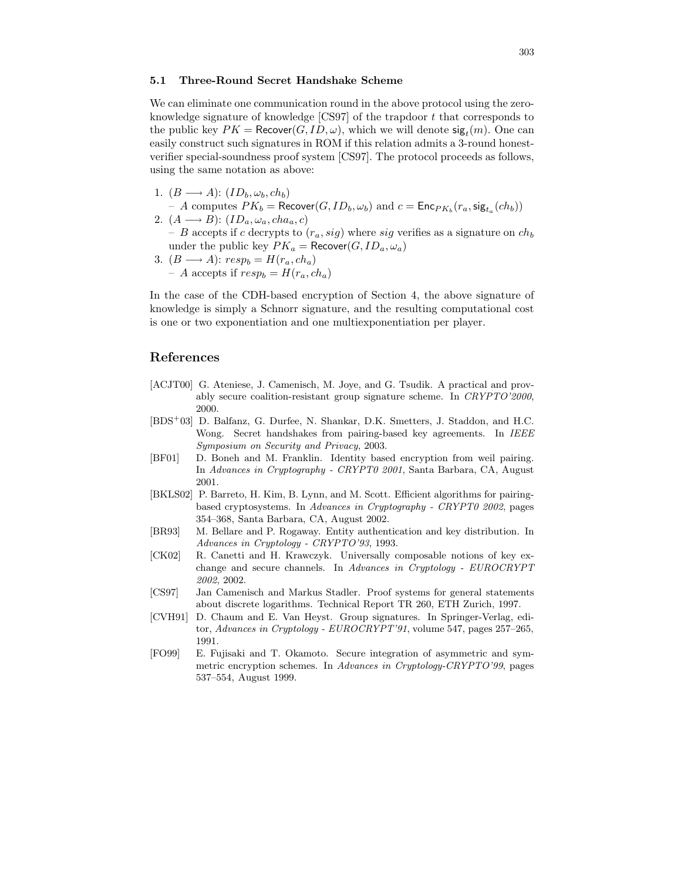### 5.1 Three-Round Secret Handshake Scheme

We can eliminate one communication round in the above protocol using the zero-knowledge signature of knowledge [CS97] of the trapdoor $t$ that corresponds to the public key $PK = \mathsf{Recover}(G, ID, \omega)$, which we will denote $\mathsf{sig}_t(m)$. One can easily construct such signatures in ROM if this relation admits a 3-round honest-verifier special-soundness proof system [CS97]. The protocol proceeds as follows, using the same notation as above:

1. $(B \longrightarrow A)$: $(ID_b, \omega_b, ch_b)$
   – $A$ computes $PK_b = \mathsf{Recover}(G, ID_b, \omega_b)$ and $c = \mathsf{Enc}_{PK_b}(r_a, \mathsf{sig}_{t_a}(ch_b))$
2. $(A \longrightarrow B)$: $(ID_a, \omega_a, cha_a, c)$
   – $B$ accepts if $c$ decrypts to $(r_a, sig)$ where $sig$ verifies as a signature on $ch_b$ under the public key $PK_a = \mathsf{Recover}(G, ID_a, \omega_a)$
3. $(B \longrightarrow A)$: $resp_b = H(r_a, ch_a)$
   – $A$ accepts if $resp_b = H(r_a, ch_a)$

In the case of the CDH-based encryption of Section 4, the above signature of knowledge is simply a Schnorr signature, and the resulting computational cost is one or two exponentiation and one multiexponentiation per player.

## References

[ACJT00] G. Ateniese, J. Camenisch, M. Joye, and G. Tsudik. A practical and provably secure coalition-resistant group signature scheme. In *CRYPTO'2000*, 2000.

[BDS+03] D. Balfanz, G. Durfee, N. Shankar, D.K. Smetters, J. Staddon, and H.C. Wong. Secret handshakes from pairing-based key agreements. In *IEEE Symposium on Security and Privacy*, 2003.

[BF01] D. Boneh and M. Franklin. Identity based encryption from weil pairing. In *Advances in Cryptography - CRYPT0 2001*, Santa Barbara, CA, August 2001.

[BKLS02] P. Barreto, H. Kim, B. Lynn, and M. Scott. Efficient algorithms for pairing-based cryptosystems. In *Advances in Cryptography - CRYPT0 2002*, pages 354–368, Santa Barbara, CA, August 2002.

[BR93] M. Bellare and P. Rogaway. Entity authentication and key distribution. In *Advances in Cryptology - CRYPTO'93*, 1993.

[CK02] R. Canetti and H. Krawczyk. Universally composable notions of key exchange and secure channels. In *Advances in Cryptology - EUROCRYPT 2002*, 2002.

[CS97] Jan Camenisch and Markus Stadler. Proof systems for general statements about discrete logarithms. Technical Report TR 260, ETH Zurich, 1997.

[CVH91] D. Chaum and E. Van Heyst. Group signatures. In Springer-Verlag, editor, *Advances in Cryptology - EUROCRYPT'91*, volume 547, pages 257–265, 1991.

[FO99] E. Fujisaki and T. Okamoto. Secure integration of asymmetric and symmetric encryption schemes. In *Advances in Cryptology-CRYPTO'99*, pages 537–554, August 1999.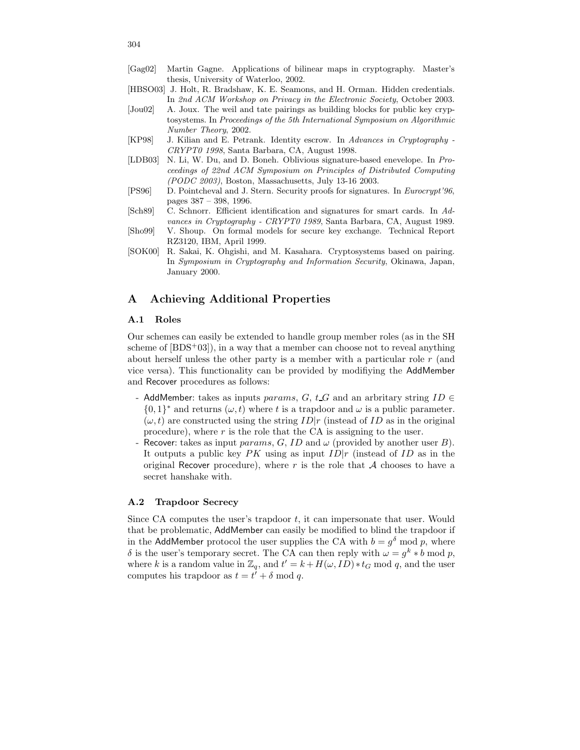[Gag02] Martin Gagne. Applications of bilinear maps in cryptography. Master's thesis, University of Waterloo, 2002.

[HBSO03] J. Holt, R. Bradshaw, K. E. Seamons, and H. Orman. Hidden credentials. In *2nd ACM Workshop on Privacy in the Electronic Society*, October 2003.

[Jou02] A. Joux. The weil and tate pairings as building blocks for public key cryptosystems. In *Proceedings of the 5th International Symposium on Algorithmic Number Theory*, 2002.

[KP98] J. Kilian and E. Petrank. Identity escrow. In *Advances in Cryptography - CRYPT0 1998*, Santa Barbara, CA, August 1998.

[LDB03] N. Li, W. Du, and D. Boneh. Oblivious signature-based enevelope. In *Proceedings of 22nd ACM Symposium on Principles of Distributed Computing (PODC 2003)*, Boston, Massachusetts, July 13-16 2003.

[PS96] D. Pointcheval and J. Stern. Security proofs for signatures. In *Eurocrypt'96*, pages 387 – 398, 1996.

[Sch89] C. Schnorr. Efficient identification and signatures for smart cards. In *Advances in Cryptography - CRYPT0 1989*, Santa Barbara, CA, August 1989.

[Sho99] V. Shoup. On formal models for secure key exchange. Technical Report RZ3120, IBM, April 1999.

[SOK00] R. Sakai, K. Ohgishi, and M. Kasahara. Cryptosystems based on pairing. In *Symposium in Cryptography and Information Security*, Okinawa, Japan, January 2000.

## A Achieving Additional Properties

### A.1 Roles

Our schemes can easily be extended to handle group member roles (as in the SH scheme of [BDS+03]), in a way that a member can choose not to reveal anything about herself unless the other party is a member with a particular role $r$ (and vice versa). This functionality can be provided by modifiying the AddMember and Recover procedures as follows:

- AddMember: takes as inputs $params$, $G$, $t\_G$ and an arbitrary string $ID \in \{0,1\}^*$ and returns $(\omega, t)$ where $t$ is a trapdoor and $\omega$ is a public parameter. $(\omega, t)$ are constructed using the string $ID|r$ (instead of $ID$ as in the original procedure), where $r$ is the role that the CA is assigning to the user.
- Recover: takes as input $params$, $G$, $ID$ and $\omega$ (provided by another user $B$). It outputs a public key $PK$ using as input $ID|r$ (instead of $ID$ as in the original Recover procedure), where $r$ is the role that $\mathcal{A}$ chooses to have a secret hanshake with.

### A.2 Trapdoor Secrecy

Since CA computes the user's trapdoor $t$, it can impersonate that user. Would that be problematic, AddMember can easily be modified to blind the trapdoor if in the AddMember protocol the user supplies the CA with $b = g^{\delta} \bmod p$, where $\delta$ is the user's temporary secret. The CA can then reply with $\omega = g^k * b \bmod p$, where $k$ is a random value in $\mathbb{Z}_q$, and $t' = k + H(\omega, ID) * t_G \bmod q$, and the user computes his trapdoor as $t = t' + \delta \bmod q$.